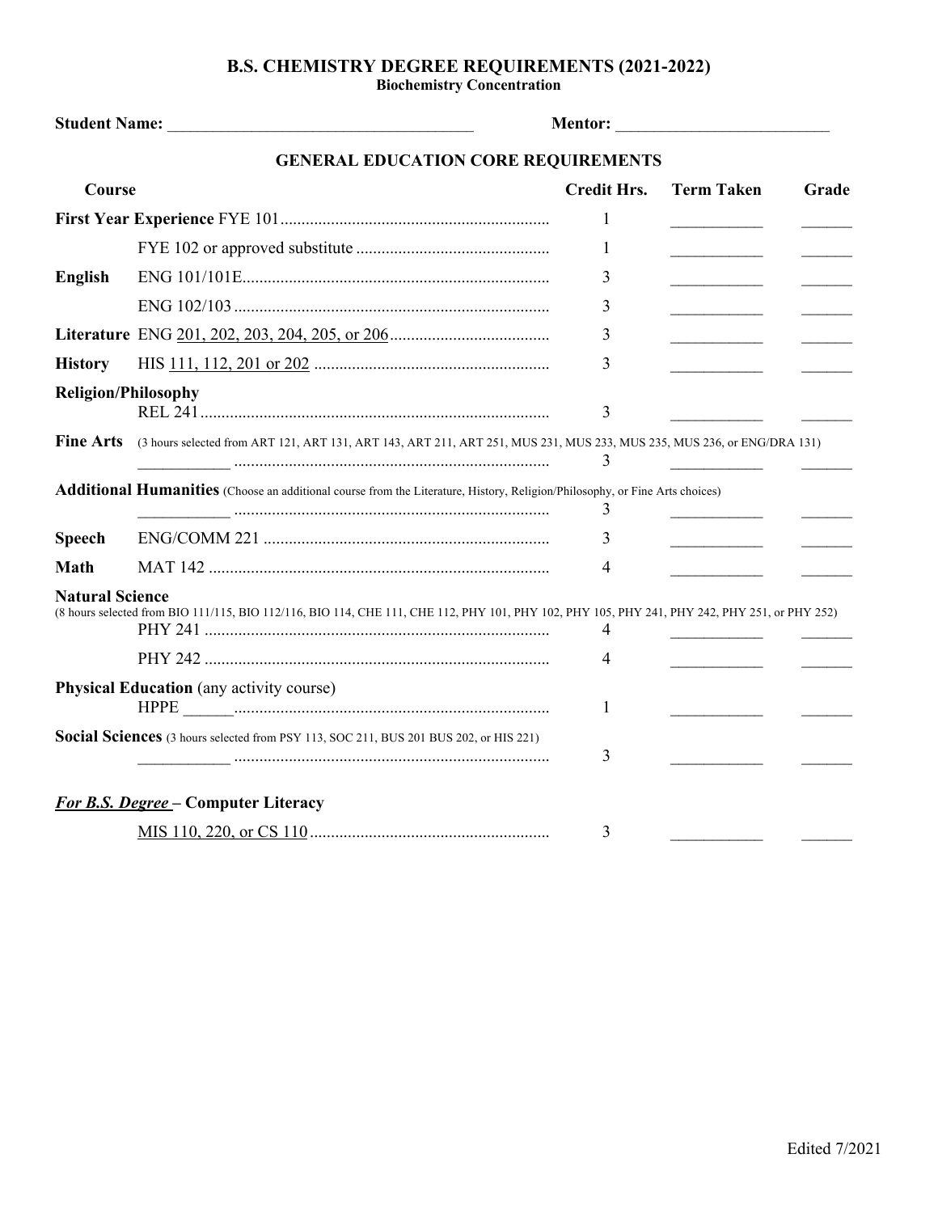# B.S. CHEMISTRY DEGREE REQUIREMENTS (2021-2022)

**Biochemistry Concentration**

**Student Name:** ____________________________________ **Mentor:** _________________________

## GENERAL EDUCATION CORE REQUIREMENTS

| Course | | Credit Hrs. | Term Taken | Grade |
|---|---|---|---|---|
| **First Year Experience** | FYE 101 | 1 | ___________ | ______ |
| | FYE 102 or approved substitute | 1 | ___________ | ______ |
| **English** | ENG 101/101E | 3 | ___________ | ______ |
| | ENG 102/103 | 3 | ___________ | ______ |
| **Literature** | ENG 201, 202, 203, 204, 205, or 206 | 3 | ___________ | ______ |
| **History** | HIS 111, 112, 201 or 202 | 3 | ___________ | ______ |
| **Religion/Philosophy** | REL 241 | 3 | ___________ | ______ |
| **Fine Arts** (3 hours selected from ART 121, ART 131, ART 143, ART 211, ART 251, MUS 231, MUS 233, MUS 235, MUS 236, or ENG/DRA 131) | ___________ | 3 | ___________ | ______ |
| **Additional Humanities** (Choose an additional course from the Literature, History, Religion/Philosophy, or Fine Arts choices) | ___________ | 3 | ___________ | ______ |
| **Speech** | ENG/COMM 221 | 3 | ___________ | ______ |
| **Math** | MAT 142 | 4 | ___________ | ______ |
| **Natural Science** (8 hours selected from BIO 111/115, BIO 112/116, BIO 114, CHE 111, CHE 112, PHY 101, PHY 102, PHY 105, PHY 241, PHY 242, PHY 251, or PHY 252) | PHY 241 | 4 | ___________ | ______ |
| | PHY 242 | 4 | ___________ | ______ |
| **Physical Education** (any activity course) | HPPE ______ | 1 | ___________ | ______ |
| **Social Sciences** (3 hours selected from PSY 113, SOC 211, BUS 201 BUS 202, or HIS 221) | ___________ | 3 | ___________ | ______ |
| ***For B.S. Degree*** **– Computer Literacy** | MIS 110, 220, or CS 110 | 3 | ___________ | ______ |

Edited 7/2021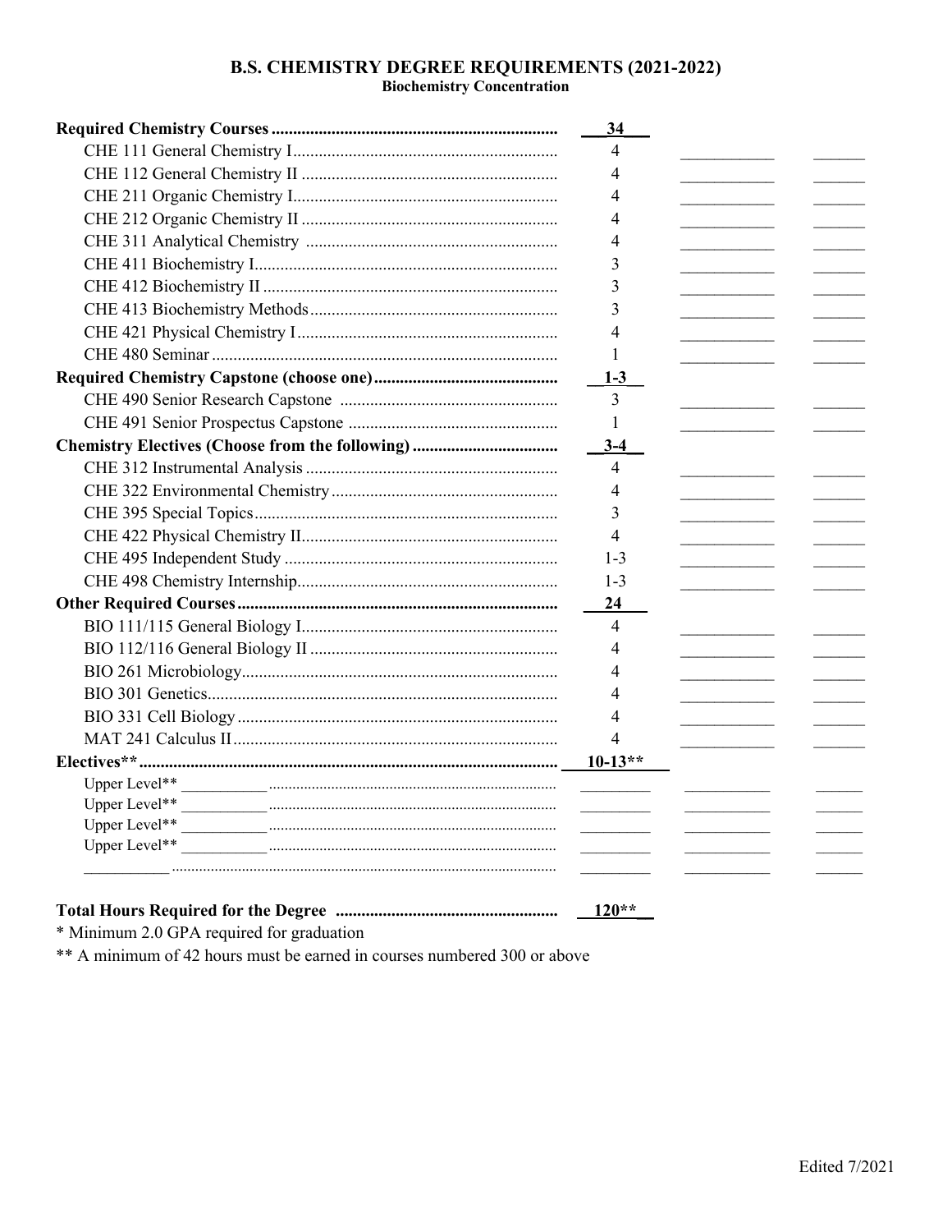# B.S. CHEMISTRY DEGREE REQUIREMENTS (2021-2022)

## Biochemistry Concentration

| | | | |
|---|---|---|---|
| **Required Chemistry Courses** | **34** | | |
| CHE 111 General Chemistry I | 4 | | |
| CHE 112 General Chemistry II | 4 | | |
| CHE 211 Organic Chemistry I | 4 | | |
| CHE 212 Organic Chemistry II | 4 | | |
| CHE 311 Analytical Chemistry | 4 | | |
| CHE 411 Biochemistry I | 3 | | |
| CHE 412 Biochemistry II | 3 | | |
| CHE 413 Biochemistry Methods | 3 | | |
| CHE 421 Physical Chemistry I | 4 | | |
| CHE 480 Seminar | 1 | | |
| **Required Chemistry Capstone (choose one)** | **1-3** | | |
| CHE 490 Senior Research Capstone | 3 | | |
| CHE 491 Senior Prospectus Capstone | 1 | | |
| **Chemistry Electives (Choose from the following)** | **3-4** | | |
| CHE 312 Instrumental Analysis | 4 | | |
| CHE 322 Environmental Chemistry | 4 | | |
| CHE 395 Special Topics | 3 | | |
| CHE 422 Physical Chemistry II | 4 | | |
| CHE 495 Independent Study | 1-3 | | |
| CHE 498 Chemistry Internship | 1-3 | | |
| **Other Required Courses** | **24** | | |
| BIO 111/115 General Biology I | 4 | | |
| BIO 112/116 General Biology II | 4 | | |
| BIO 261 Microbiology | 4 | | |
| BIO 301 Genetics | 4 | | |
| BIO 331 Cell Biology | 4 | | |
| MAT 241 Calculus II | 4 | | |
| **Electives**** | **10-13**** | | |
| Upper Level** ___________ | | | |
| Upper Level** ___________ | | | |
| Upper Level** ___________ | | | |
| Upper Level** ___________ | | | |
| ___________ | | | |

**Total Hours Required for the Degree** **120****

* Minimum 2.0 GPA required for graduation

** A minimum of 42 hours must be earned in courses numbered 300 or above

Edited 7/2021